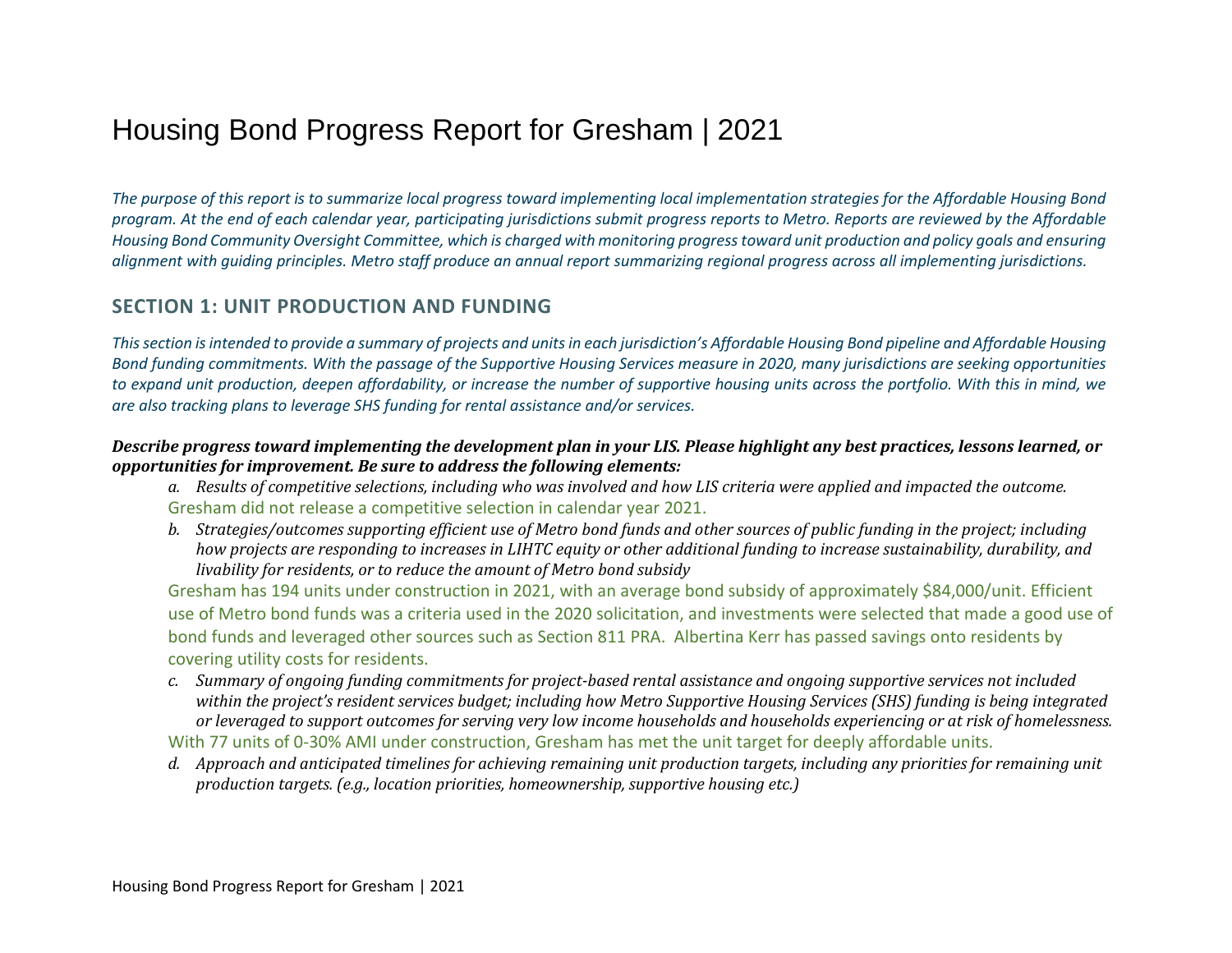# Housing Bond Progress Report for Gresham | 2021

*The purpose of this report is to summarize local progress toward implementing local implementation strategies for the Affordable Housing Bond program. At the end of each calendar year, participating jurisdictions submit progress reports to Metro. Reports are reviewed by the Affordable Housing Bond Community Oversight Committee, which is charged with monitoring progress toward unit production and policy goals and ensuring alignment with guiding principles. Metro staff produce an annual report summarizing regional progress across all implementing jurisdictions.*

## SECTION 1: UNIT PRODUCTION AND FUNDING

*This section is intended to provide a summary of projects and units in each jurisdiction's Affordable Housing Bond pipeline and Affordable Housing Bond funding commitments. With the passage of the Supportive Housing Services measure in 2020, many jurisdictions are seeking opportunities to expand unit production, deepen affordability, or increase the number of supportive housing units across the portfolio. With this in mind, we are also tracking plans to leverage SHS funding for rental assistance and/or services.*

***Describe progress toward implementing the development plan in your LIS. Please highlight any best practices, lessons learned, or opportunities for improvement. Be sure to address the following elements:***

a. *Results of competitive selections, including who was involved and how LIS criteria were applied and impacted the outcome.*

   Gresham did not release a competitive selection in calendar year 2021.

b. *Strategies/outcomes supporting efficient use of Metro bond funds and other sources of public funding in the project; including how projects are responding to increases in LIHTC equity or other additional funding to increase sustainability, durability, and livability for residents, or to reduce the amount of Metro bond subsidy*

   Gresham has 194 units under construction in 2021, with an average bond subsidy of approximately $84,000/unit. Efficient use of Metro bond funds was a criteria used in the 2020 solicitation, and investments were selected that made a good use of bond funds and leveraged other sources such as Section 811 PRA. Albertina Kerr has passed savings onto residents by covering utility costs for residents.

c. *Summary of ongoing funding commitments for project-based rental assistance and ongoing supportive services not included within the project's resident services budget; including how Metro Supportive Housing Services (SHS) funding is being integrated or leveraged to support outcomes for serving very low income households and households experiencing or at risk of homelessness.*

   With 77 units of 0-30% AMI under construction, Gresham has met the unit target for deeply affordable units.

d. *Approach and anticipated timelines for achieving remaining unit production targets, including any priorities for remaining unit production targets. (e.g., location priorities, homeownership, supportive housing etc.)*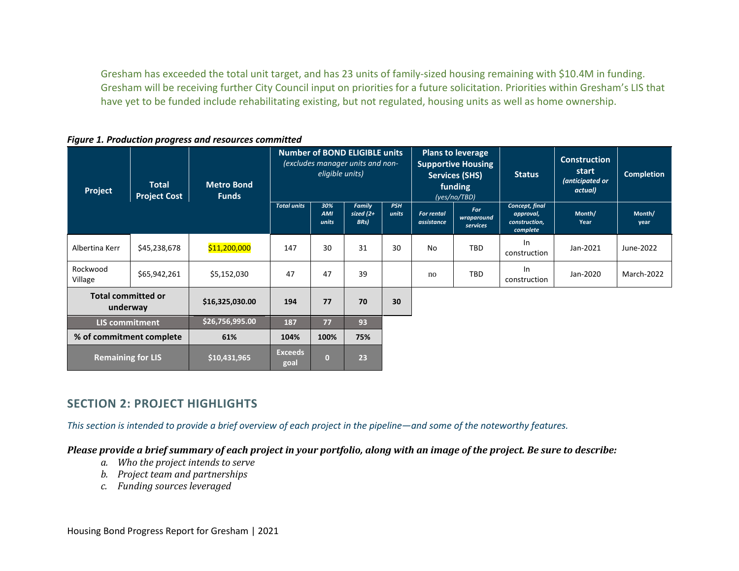Gresham has exceeded the total unit target, and has 23 units of family-sized housing remaining with $10.4M in funding. Gresham will be receiving further City Council input on priorities for a future solicitation. Priorities within Gresham's LIS that have yet to be funded include rehabilitating existing, but not regulated, housing units as well as home ownership.

***Figure 1. Production progress and resources committed***

| Project | Total Project Cost | Metro Bond Funds | Number of BOND ELIGIBLE units *(excludes manager units and non-eligible units)* | | | | Plans to leverage Supportive Housing Services (SHS) funding *(yes/no/TBD)* | | Status | Construction start *(anticipated or actual)* | Completion |
|---|---|---|---|---|---|---|---|---|---|---|---|
| | | | *Total units* | *30% AMI units* | *Family sized (2+ BRs)* | *PSH units* | *For rental assistance* | *For wraparound services* | *Concept, final approval, construction, complete* | Month/ Year | Month/ year |
| Albertina Kerr | $45,238,678 | $11,200,000 | 147 | 30 | 31 | 30 | No | TBD | In construction | Jan-2021 | June-2022 |
| Rockwood Village | $65,942,261 | $5,152,030 | 47 | 47 | 39 | | no | TBD | In construction | Jan-2020 | March-2022 |
| **Total committed or underway** | | **$16,325,030.00** | **194** | **77** | **70** | **30** | | | | | |
| **LIS commitment** | | **$26,756,995.00** | **187** | **77** | **93** | | | | | | |
| **% of commitment complete** | | **61%** | **104%** | **100%** | **75%** | | | | | | |
| **Remaining for LIS** | | **$10,431,965** | **Exceeds goal** | **0** | **23** | | | | | | |

## SECTION 2: PROJECT HIGHLIGHTS

*This section is intended to provide a brief overview of each project in the pipeline—and some of the noteworthy features.*

***Please provide a brief summary of each project in your portfolio, along with an image of the project. Be sure to describe:***

*a. Who the project intends to serve*
*b. Project team and partnerships*
*c. Funding sources leveraged*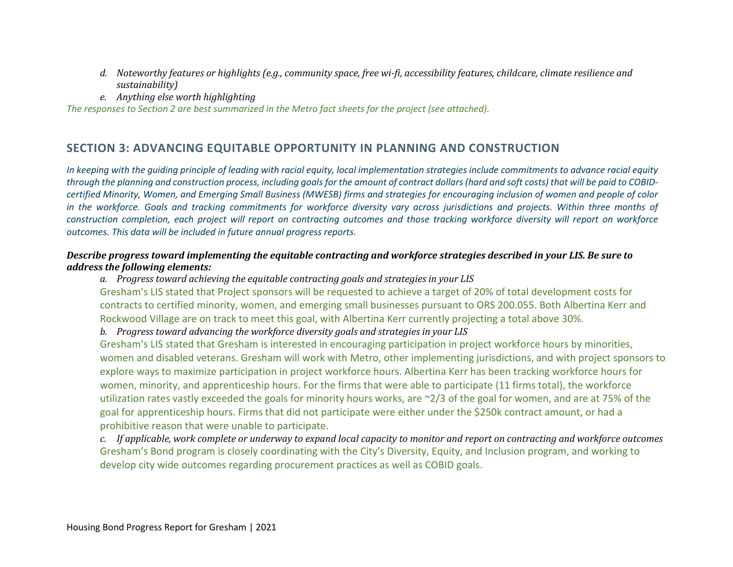d. *Noteworthy features or highlights (e.g., community space, free wi-fi, accessibility features, childcare, climate resilience and sustainability)*

e. *Anything else worth highlighting*

*The responses to Section 2 are best summarized in the Metro fact sheets for the project (see attached).*

## SECTION 3: ADVANCING EQUITABLE OPPORTUNITY IN PLANNING AND CONSTRUCTION

*In keeping with the guiding principle of leading with racial equity, local implementation strategies include commitments to advance racial equity through the planning and construction process, including goals for the amount of contract dollars (hard and soft costs) that will be paid to COBID-certified Minority, Women, and Emerging Small Business (MWESB) firms and strategies for encouraging inclusion of women and people of color in the workforce. Goals and tracking commitments for workforce diversity vary across jurisdictions and projects. Within three months of construction completion, each project will report on contracting outcomes and those tracking workforce diversity will report on workforce outcomes. This data will be included in future annual progress reports.*

***Describe progress toward implementing the equitable contracting and workforce strategies described in your LIS. Be sure to address the following elements:***

a. *Progress toward achieving the equitable contracting goals and strategies in your LIS*

Gresham's LIS stated that Project sponsors will be requested to achieve a target of 20% of total development costs for contracts to certified minority, women, and emerging small businesses pursuant to ORS 200.055. Both Albertina Kerr and Rockwood Village are on track to meet this goal, with Albertina Kerr currently projecting a total above 30%.

b. *Progress toward advancing the workforce diversity goals and strategies in your LIS*

Gresham's LIS stated that Gresham is interested in encouraging participation in project workforce hours by minorities, women and disabled veterans. Gresham will work with Metro, other implementing jurisdictions, and with project sponsors to explore ways to maximize participation in project workforce hours. Albertina Kerr has been tracking workforce hours for women, minority, and apprenticeship hours. For the firms that were able to participate (11 firms total), the workforce utilization rates vastly exceeded the goals for minority hours works, are ~2/3 of the goal for women, and are at 75% of the goal for apprenticeship hours. Firms that did not participate were either under the $250k contract amount, or had a prohibitive reason that were unable to participate.

c. *If applicable, work complete or underway to expand local capacity to monitor and report on contracting and workforce outcomes*

Gresham's Bond program is closely coordinating with the City's Diversity, Equity, and Inclusion program, and working to develop city wide outcomes regarding procurement practices as well as COBID goals.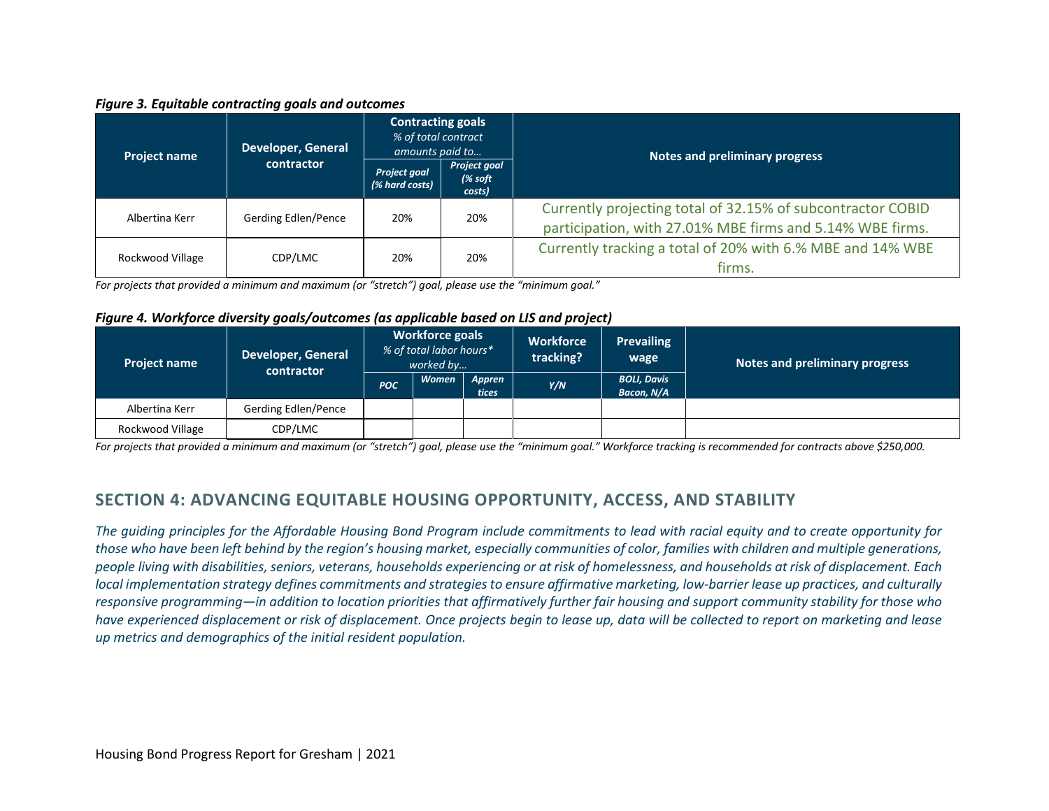***Figure 3. Equitable contracting goals and outcomes***

| Project name | Developer, General contractor | Contracting goals *% of total contract amounts paid to…* | | Notes and preliminary progress |
|---|---|---|---|---|
| | | *Project goal (% hard costs)* | *Project goal (% soft costs)* | |
| Albertina Kerr | Gerding Edlen/Pence | 20% | 20% | Currently projecting total of 32.15% of subcontractor COBID participation, with 27.01% MBE firms and 5.14% WBE firms. |
| Rockwood Village | CDP/LMC | 20% | 20% | Currently tracking a total of 20% with 6.% MBE and 14% WBE firms. |

*For projects that provided a minimum and maximum (or "stretch") goal, please use the "minimum goal."*

***Figure 4. Workforce diversity goals/outcomes (as applicable based on LIS and project)***

| Project name | Developer, General contractor | Workforce goals *% of total labor hours\* worked by…* | | | Workforce tracking? | Prevailing wage | Notes and preliminary progress |
|---|---|---|---|---|---|---|---|
| | | *POC* | *Women* | *Apprentices* | *Y/N* | *BOLI, Davis Bacon, N/A* | |
| Albertina Kerr | Gerding Edlen/Pence | | | | | | |
| Rockwood Village | CDP/LMC | | | | | | |

*For projects that provided a minimum and maximum (or "stretch") goal, please use the "minimum goal." Workforce tracking is recommended for contracts above $250,000.*

## SECTION 4: ADVANCING EQUITABLE HOUSING OPPORTUNITY, ACCESS, AND STABILITY

*The guiding principles for the Affordable Housing Bond Program include commitments to lead with racial equity and to create opportunity for those who have been left behind by the region's housing market, especially communities of color, families with children and multiple generations, people living with disabilities, seniors, veterans, households experiencing or at risk of homelessness, and households at risk of displacement. Each local implementation strategy defines commitments and strategies to ensure affirmative marketing, low-barrier lease up practices, and culturally responsive programming—in addition to location priorities that affirmatively further fair housing and support community stability for those who have experienced displacement or risk of displacement. Once projects begin to lease up, data will be collected to report on marketing and lease up metrics and demographics of the initial resident population.*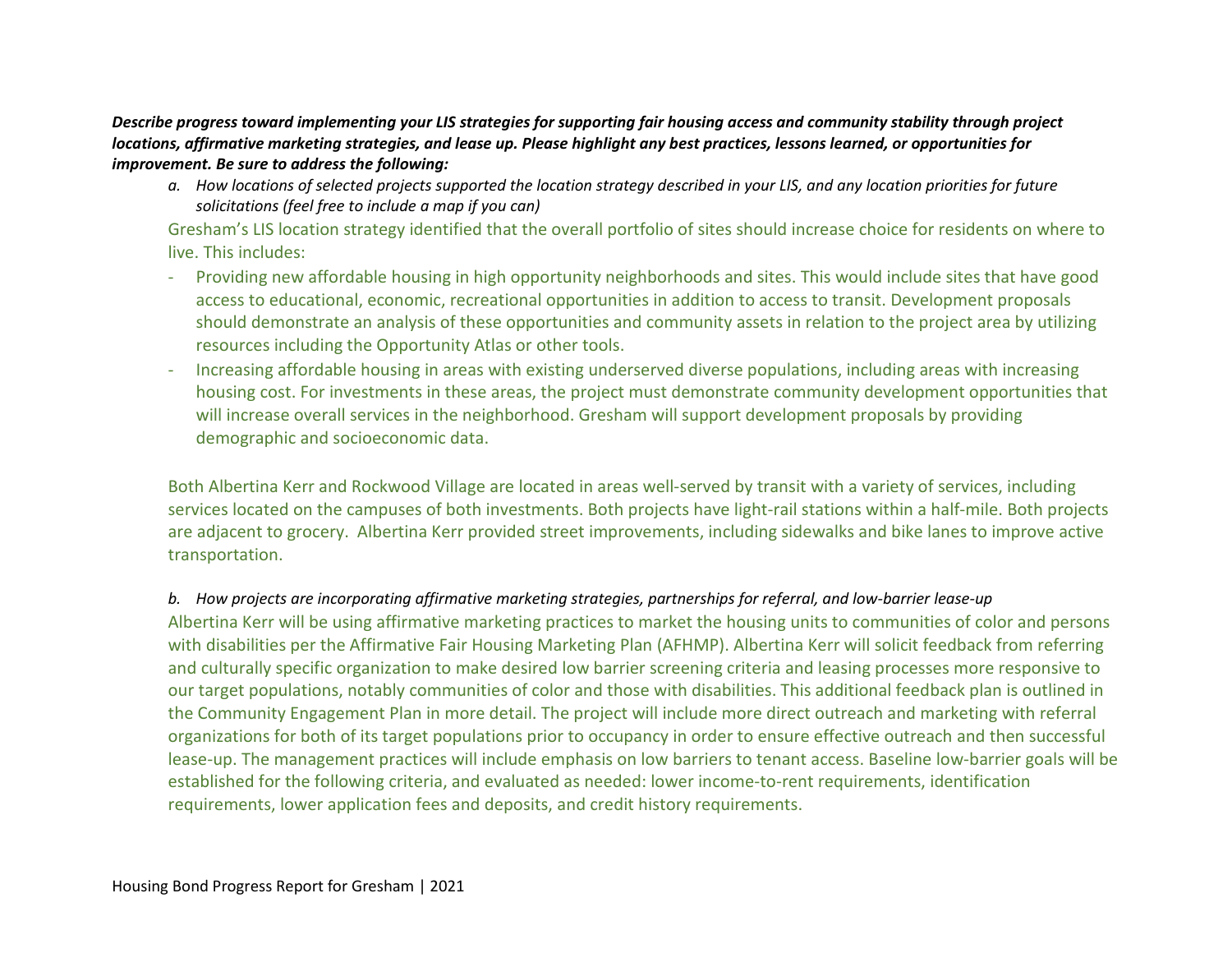***Describe progress toward implementing your LIS strategies for supporting fair housing access and community stability through project locations, affirmative marketing strategies, and lease up. Please highlight any best practices, lessons learned, or opportunities for improvement. Be sure to address the following:***

*a. How locations of selected projects supported the location strategy described in your LIS, and any location priorities for future solicitations (feel free to include a map if you can)*

Gresham's LIS location strategy identified that the overall portfolio of sites should increase choice for residents on where to live. This includes:

- Providing new affordable housing in high opportunity neighborhoods and sites. This would include sites that have good access to educational, economic, recreational opportunities in addition to access to transit. Development proposals should demonstrate an analysis of these opportunities and community assets in relation to the project area by utilizing resources including the Opportunity Atlas or other tools.
- Increasing affordable housing in areas with existing underserved diverse populations, including areas with increasing housing cost. For investments in these areas, the project must demonstrate community development opportunities that will increase overall services in the neighborhood. Gresham will support development proposals by providing demographic and socioeconomic data.

Both Albertina Kerr and Rockwood Village are located in areas well-served by transit with a variety of services, including services located on the campuses of both investments. Both projects have light-rail stations within a half-mile. Both projects are adjacent to grocery. Albertina Kerr provided street improvements, including sidewalks and bike lanes to improve active transportation.

*b. How projects are incorporating affirmative marketing strategies, partnerships for referral, and low-barrier lease-up*

Albertina Kerr will be using affirmative marketing practices to market the housing units to communities of color and persons with disabilities per the Affirmative Fair Housing Marketing Plan (AFHMP). Albertina Kerr will solicit feedback from referring and culturally specific organization to make desired low barrier screening criteria and leasing processes more responsive to our target populations, notably communities of color and those with disabilities. This additional feedback plan is outlined in the Community Engagement Plan in more detail. The project will include more direct outreach and marketing with referral organizations for both of its target populations prior to occupancy in order to ensure effective outreach and then successful lease-up. The management practices will include emphasis on low barriers to tenant access. Baseline low-barrier goals will be established for the following criteria, and evaluated as needed: lower income-to-rent requirements, identification requirements, lower application fees and deposits, and credit history requirements.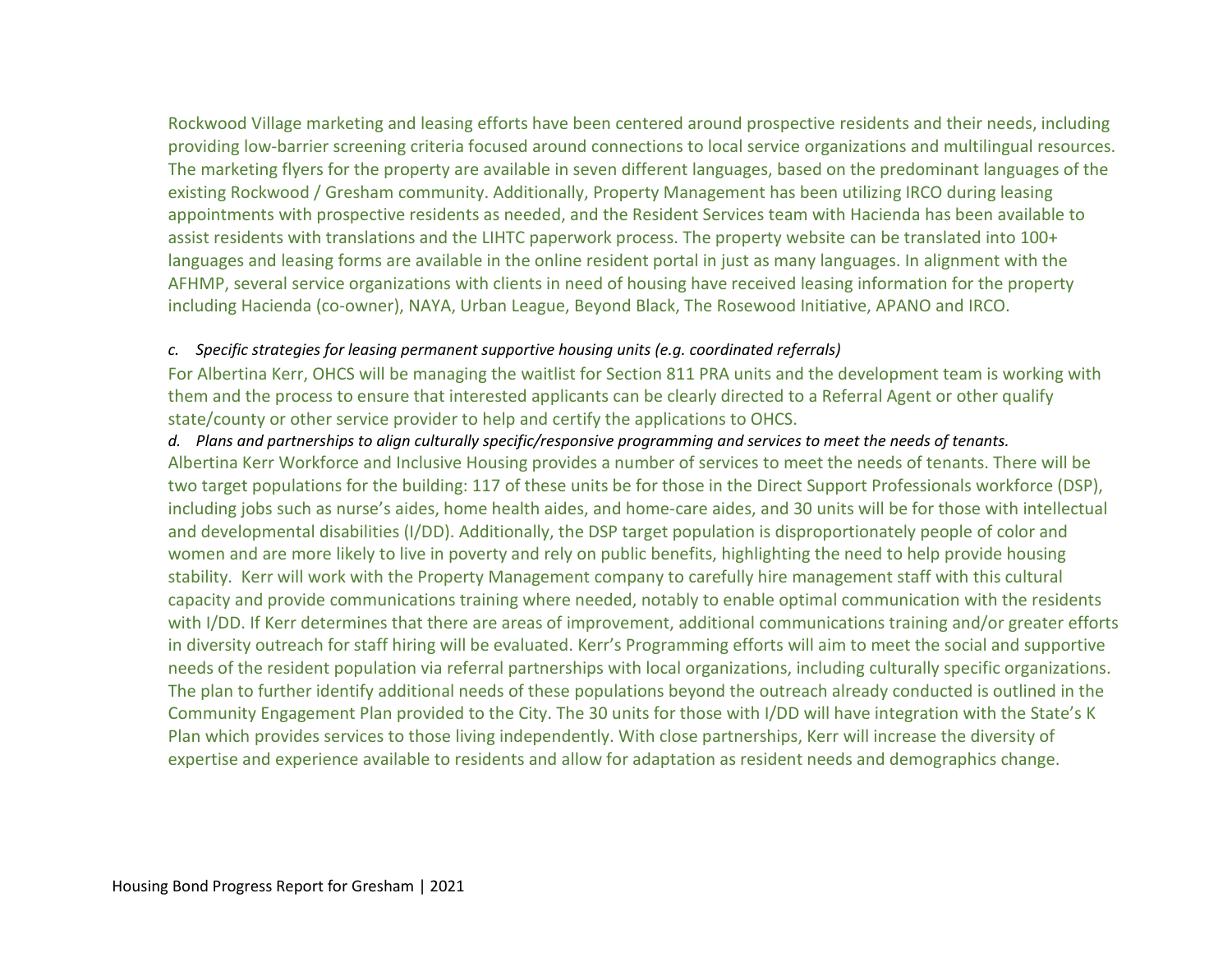Rockwood Village marketing and leasing efforts have been centered around prospective residents and their needs, including providing low-barrier screening criteria focused around connections to local service organizations and multilingual resources. The marketing flyers for the property are available in seven different languages, based on the predominant languages of the existing Rockwood / Gresham community. Additionally, Property Management has been utilizing IRCO during leasing appointments with prospective residents as needed, and the Resident Services team with Hacienda has been available to assist residents with translations and the LIHTC paperwork process. The property website can be translated into 100+ languages and leasing forms are available in the online resident portal in just as many languages. In alignment with the AFHMP, several service organizations with clients in need of housing have received leasing information for the property including Hacienda (co-owner), NAYA, Urban League, Beyond Black, The Rosewood Initiative, APANO and IRCO.

*c. Specific strategies for leasing permanent supportive housing units (e.g. coordinated referrals)*

For Albertina Kerr, OHCS will be managing the waitlist for Section 811 PRA units and the development team is working with them and the process to ensure that interested applicants can be clearly directed to a Referral Agent or other qualify state/county or other service provider to help and certify the applications to OHCS.

*d. Plans and partnerships to align culturally specific/responsive programming and services to meet the needs of tenants.*

Albertina Kerr Workforce and Inclusive Housing provides a number of services to meet the needs of tenants. There will be two target populations for the building: 117 of these units be for those in the Direct Support Professionals workforce (DSP), including jobs such as nurse's aides, home health aides, and home-care aides, and 30 units will be for those with intellectual and developmental disabilities (I/DD). Additionally, the DSP target population is disproportionately people of color and women and are more likely to live in poverty and rely on public benefits, highlighting the need to help provide housing stability. Kerr will work with the Property Management company to carefully hire management staff with this cultural capacity and provide communications training where needed, notably to enable optimal communication with the residents with I/DD. If Kerr determines that there are areas of improvement, additional communications training and/or greater efforts in diversity outreach for staff hiring will be evaluated. Kerr's Programming efforts will aim to meet the social and supportive needs of the resident population via referral partnerships with local organizations, including culturally specific organizations. The plan to further identify additional needs of these populations beyond the outreach already conducted is outlined in the Community Engagement Plan provided to the City. The 30 units for those with I/DD will have integration with the State's K Plan which provides services to those living independently. With close partnerships, Kerr will increase the diversity of expertise and experience available to residents and allow for adaptation as resident needs and demographics change.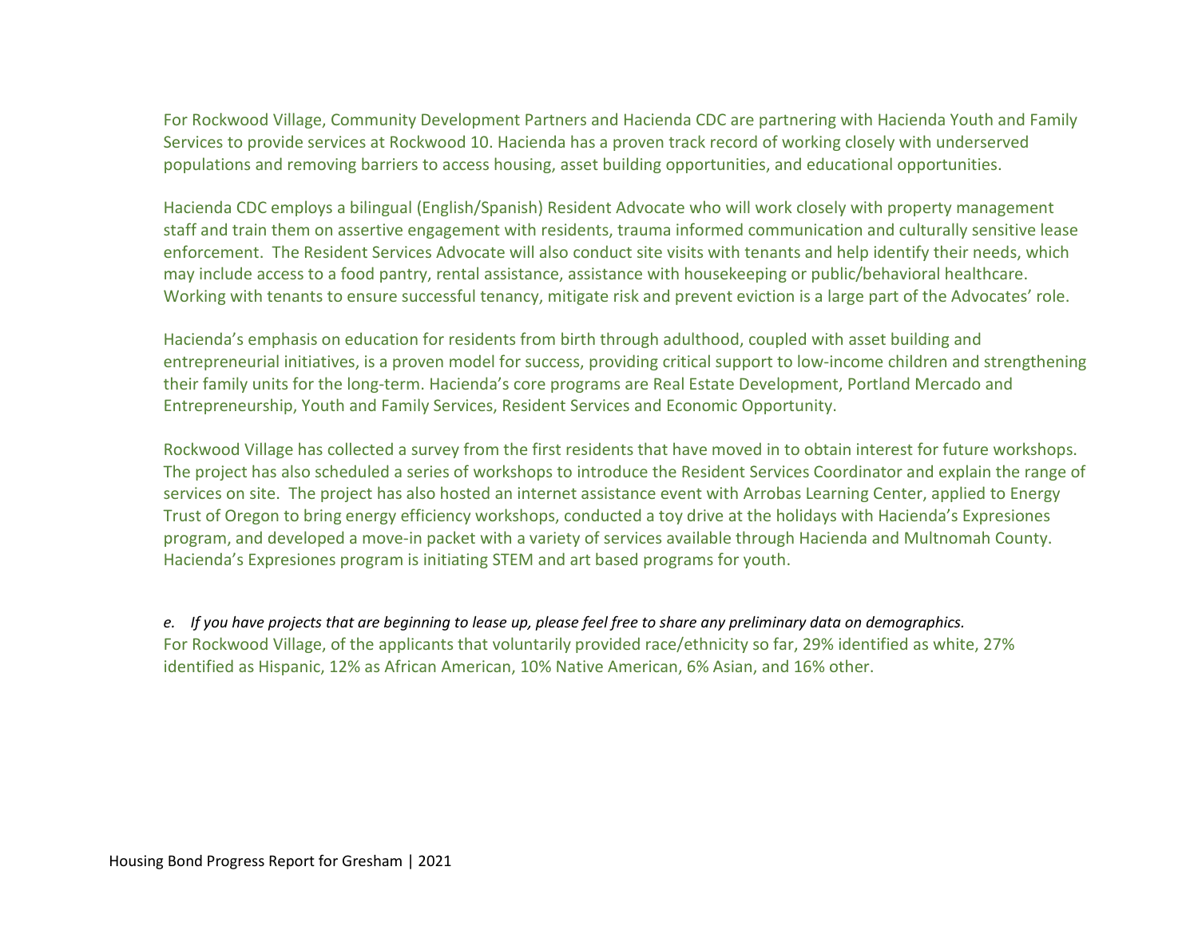For Rockwood Village, Community Development Partners and Hacienda CDC are partnering with Hacienda Youth and Family Services to provide services at Rockwood 10. Hacienda has a proven track record of working closely with underserved populations and removing barriers to access housing, asset building opportunities, and educational opportunities.

Hacienda CDC employs a bilingual (English/Spanish) Resident Advocate who will work closely with property management staff and train them on assertive engagement with residents, trauma informed communication and culturally sensitive lease enforcement. The Resident Services Advocate will also conduct site visits with tenants and help identify their needs, which may include access to a food pantry, rental assistance, assistance with housekeeping or public/behavioral healthcare. Working with tenants to ensure successful tenancy, mitigate risk and prevent eviction is a large part of the Advocates' role.

Hacienda's emphasis on education for residents from birth through adulthood, coupled with asset building and entrepreneurial initiatives, is a proven model for success, providing critical support to low-income children and strengthening their family units for the long-term. Hacienda's core programs are Real Estate Development, Portland Mercado and Entrepreneurship, Youth and Family Services, Resident Services and Economic Opportunity.

Rockwood Village has collected a survey from the first residents that have moved in to obtain interest for future workshops. The project has also scheduled a series of workshops to introduce the Resident Services Coordinator and explain the range of services on site. The project has also hosted an internet assistance event with Arrobas Learning Center, applied to Energy Trust of Oregon to bring energy efficiency workshops, conducted a toy drive at the holidays with Hacienda's Expresiones program, and developed a move-in packet with a variety of services available through Hacienda and Multnomah County. Hacienda's Expresiones program is initiating STEM and art based programs for youth.

*e. If you have projects that are beginning to lease up, please feel free to share any preliminary data on demographics.*

For Rockwood Village, of the applicants that voluntarily provided race/ethnicity so far, 29% identified as white, 27% identified as Hispanic, 12% as African American, 10% Native American, 6% Asian, and 16% other.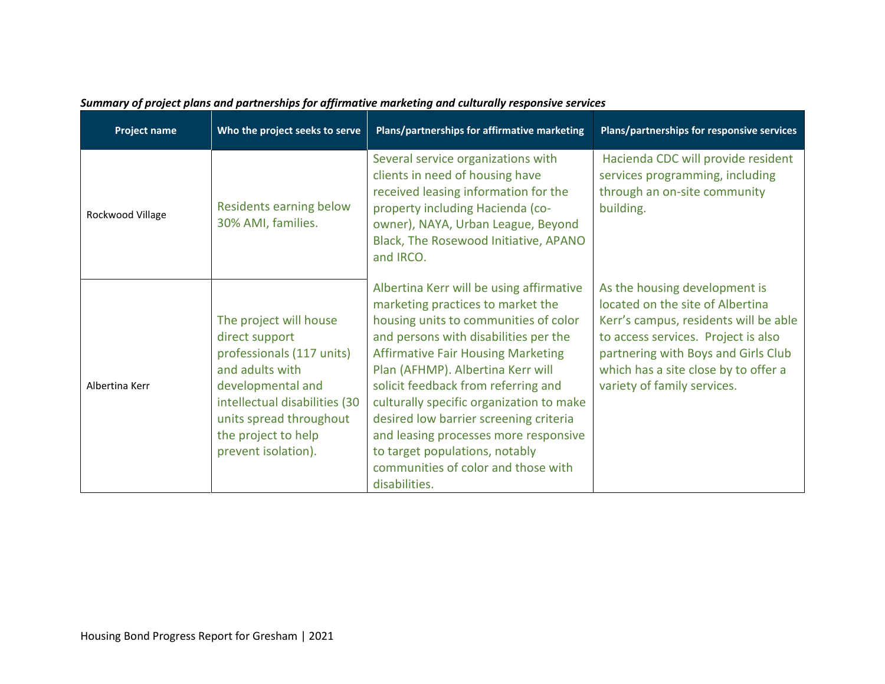***Summary of project plans and partnerships for affirmative marketing and culturally responsive services***

| Project name | Who the project seeks to serve | Plans/partnerships for affirmative marketing | Plans/partnerships for responsive services |
|---|---|---|---|
| Rockwood Village | Residents earning below 30% AMI, families. | Several service organizations with clients in need of housing have received leasing information for the property including Hacienda (co-owner), NAYA, Urban League, Beyond Black, The Rosewood Initiative, APANO and IRCO. | Hacienda CDC will provide resident services programming, including through an on-site community building. |
| Albertina Kerr | The project will house direct support professionals (117 units) and adults with developmental and intellectual disabilities (30 units spread throughout the project to help prevent isolation). | Albertina Kerr will be using affirmative marketing practices to market the housing units to communities of color and persons with disabilities per the Affirmative Fair Housing Marketing Plan (AFHMP). Albertina Kerr will solicit feedback from referring and culturally specific organization to make desired low barrier screening criteria and leasing processes more responsive to target populations, notably communities of color and those with disabilities. | As the housing development is located on the site of Albertina Kerr's campus, residents will be able to access services. Project is also partnering with Boys and Girls Club which has a site close by to offer a variety of family services. |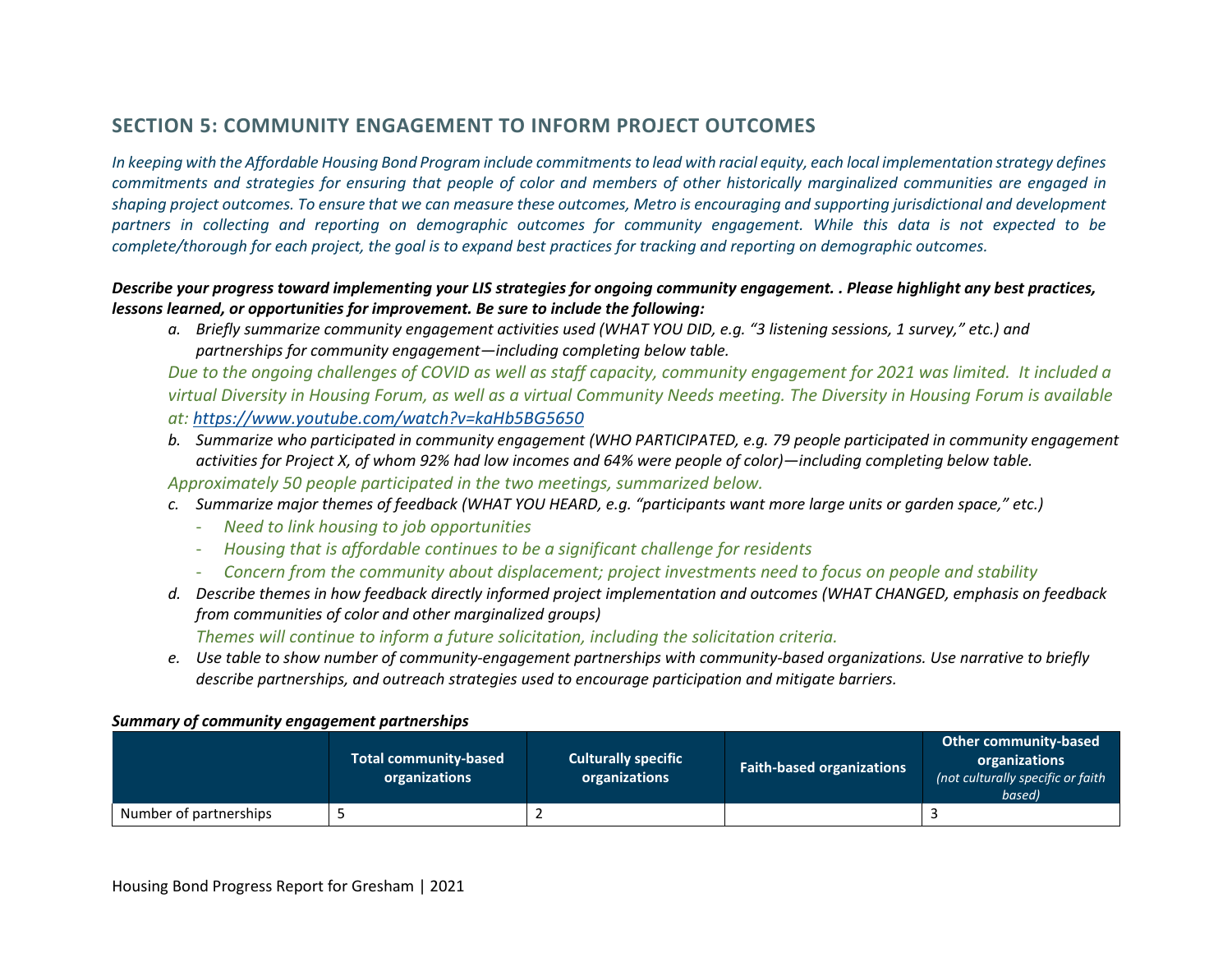## SECTION 5: COMMUNITY ENGAGEMENT TO INFORM PROJECT OUTCOMES

*In keeping with the Affordable Housing Bond Program include commitments to lead with racial equity, each local implementation strategy defines commitments and strategies for ensuring that people of color and members of other historically marginalized communities are engaged in shaping project outcomes. To ensure that we can measure these outcomes, Metro is encouraging and supporting jurisdictional and development partners in collecting and reporting on demographic outcomes for community engagement. While this data is not expected to be complete/thorough for each project, the goal is to expand best practices for tracking and reporting on demographic outcomes.*

***Describe your progress toward implementing your LIS strategies for ongoing community engagement. . Please highlight any best practices, lessons learned, or opportunities for improvement. Be sure to include the following:***

a. *Briefly summarize community engagement activities used (WHAT YOU DID, e.g. "3 listening sessions, 1 survey," etc.) and partnerships for community engagement—including completing below table.*

*Due to the ongoing challenges of COVID as well as staff capacity, community engagement for 2021 was limited. It included a virtual Diversity in Housing Forum, as well as a virtual Community Needs meeting. The Diversity in Housing Forum is available at: https://www.youtube.com/watch?v=kaHb5BG5650*

b. *Summarize who participated in community engagement (WHO PARTICIPATED, e.g. 79 people participated in community engagement activities for Project X, of whom 92% had low incomes and 64% were people of color)—including completing below table.*

*Approximately 50 people participated in the two meetings, summarized below.*

c. *Summarize major themes of feedback (WHAT YOU HEARD, e.g. "participants want more large units or garden space," etc.)*
   - *Need to link housing to job opportunities*
   - *Housing that is affordable continues to be a significant challenge for residents*
   - *Concern from the community about displacement; project investments need to focus on people and stability*

d. *Describe themes in how feedback directly informed project implementation and outcomes (WHAT CHANGED, emphasis on feedback from communities of color and other marginalized groups)*

*Themes will continue to inform a future solicitation, including the solicitation criteria.*

e. *Use table to show number of community-engagement partnerships with community-based organizations. Use narrative to briefly describe partnerships, and outreach strategies used to encourage participation and mitigate barriers.*

***Summary of community engagement partnerships***

| | Total community-based organizations | Culturally specific organizations | Faith-based organizations | Other community-based organizations *(not culturally specific or faith based)* |
|---|---|---|---|---|
| Number of partnerships | 5 | 2 | | 3 |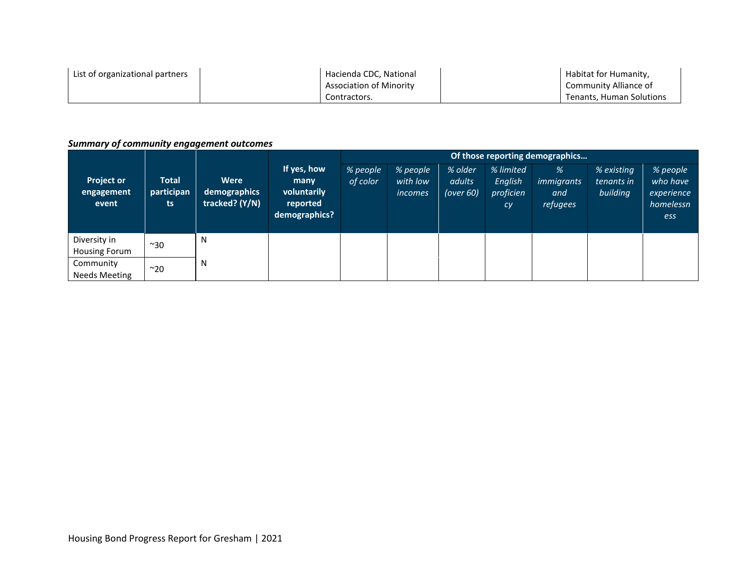| List of organizational partners | | Hacienda CDC, National Association of Minority Contractors. | | Habitat for Humanity, Community Alliance of Tenants, Human Solutions |
|---|---|---|---|---|

***Summary of community engagement outcomes***

| Project or engagement event | Total participants | Were demographics tracked? (Y/N) | If yes, how many voluntarily reported demographics? | Of those reporting demographics… | | | | | | |
|---|---|---|---|---|---|---|---|---|---|---|
| | | | | *% people of color* | *% people with low incomes* | *% older adults (over 60)* | *% limited English proficiency* | *% immigrants and refugees* | *% existing tenants in building* | *% people who have experience homelessness* |
| Diversity in Housing Forum | ~30 | N | | | | | | | | |
| Community Needs Meeting | ~20 | N | | | | | | | | |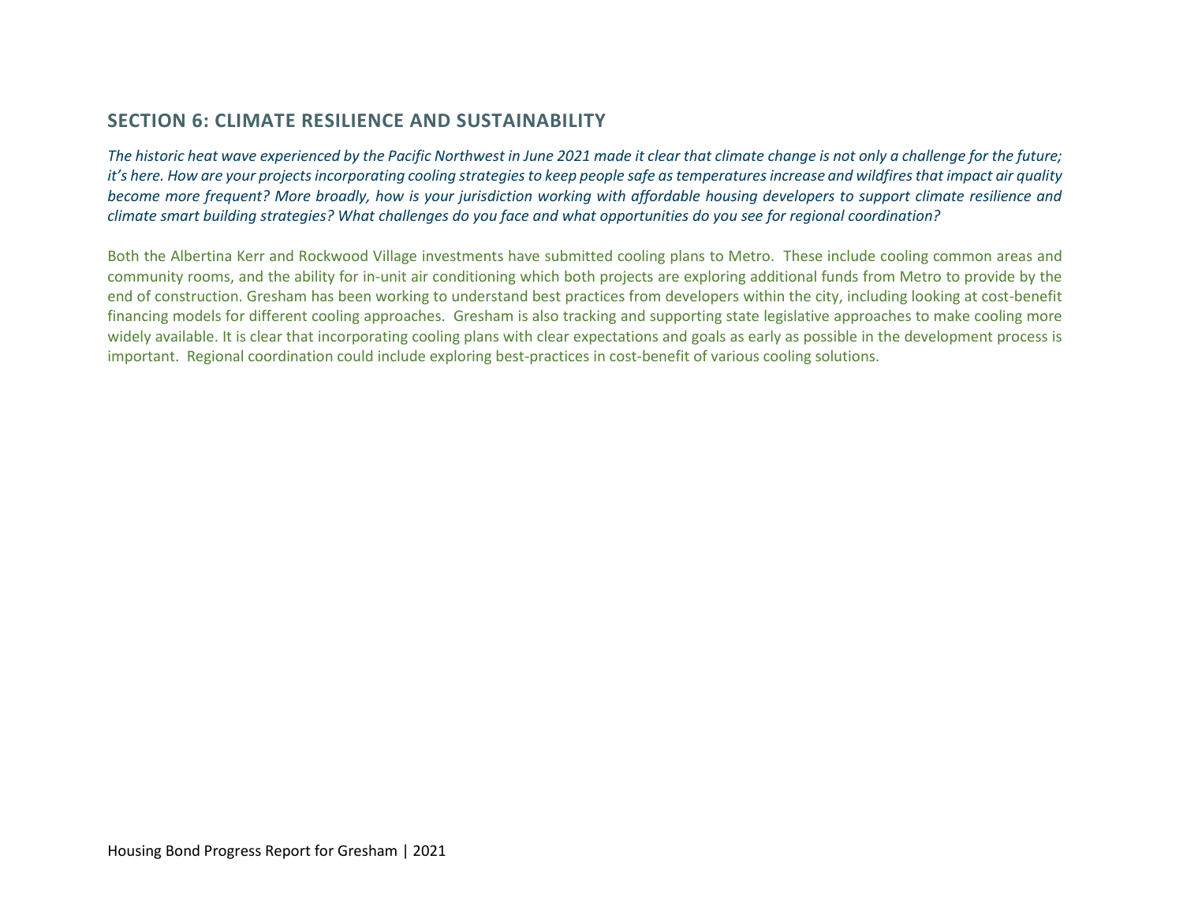## SECTION 6: CLIMATE RESILIENCE AND SUSTAINABILITY

*The historic heat wave experienced by the Pacific Northwest in June 2021 made it clear that climate change is not only a challenge for the future; it's here. How are your projects incorporating cooling strategies to keep people safe as temperatures increase and wildfires that impact air quality become more frequent? More broadly, how is your jurisdiction working with affordable housing developers to support climate resilience and climate smart building strategies? What challenges do you face and what opportunities do you see for regional coordination?*

Both the Albertina Kerr and Rockwood Village investments have submitted cooling plans to Metro. These include cooling common areas and community rooms, and the ability for in-unit air conditioning which both projects are exploring additional funds from Metro to provide by the end of construction. Gresham has been working to understand best practices from developers within the city, including looking at cost-benefit financing models for different cooling approaches. Gresham is also tracking and supporting state legislative approaches to make cooling more widely available. It is clear that incorporating cooling plans with clear expectations and goals as early as possible in the development process is important. Regional coordination could include exploring best-practices in cost-benefit of various cooling solutions.